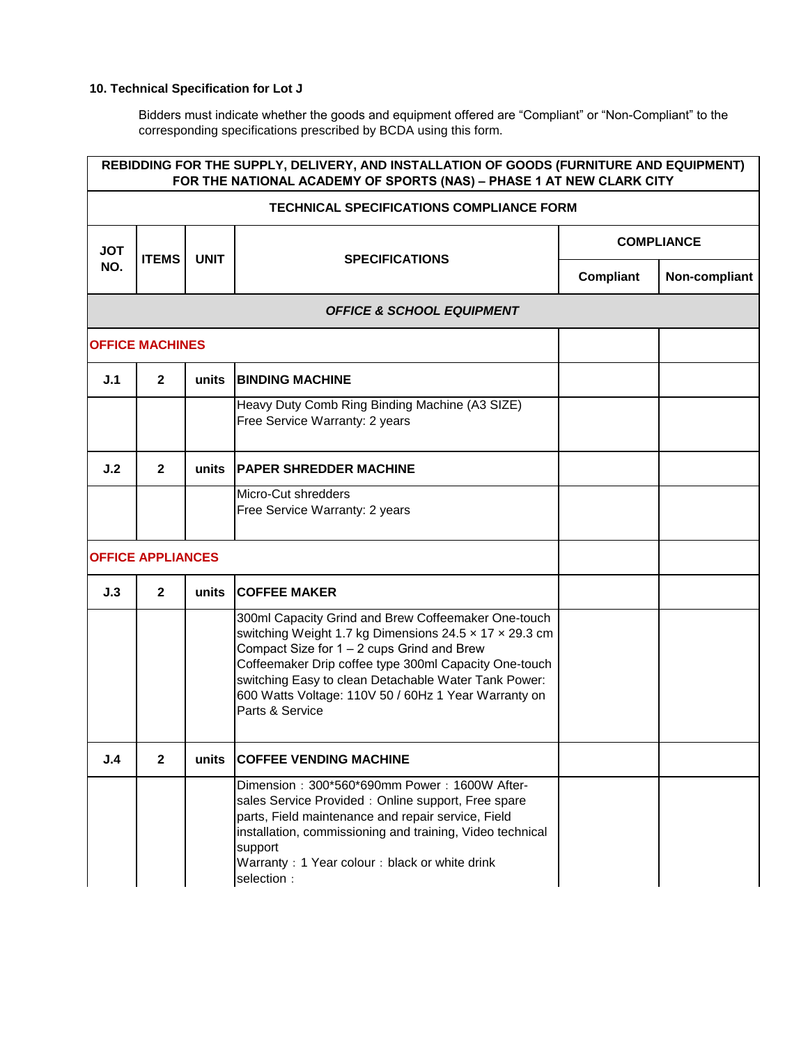### 10. Technical Specification for Lot J

Bidders must indicate whether the goods and equipment offered are "Compliant" or "Non-Compliant" to the corresponding specifications prescribed by BCDA using this form.

| REBIDDING FOR THE SUPPLY, DELIVERY, AND INSTALLATION OF GOODS (FURNITURE AND EQUIPMENT) FOR THE NATIONAL ACADEMY OF SPORTS (NAS) – PHASE 1 AT NEW CLARK CITY | | | | | |
|---|---|---|---|---|---|
| **TECHNICAL SPECIFICATIONS COMPLIANCE FORM** | | | | | |
| **JOT NO.** | **ITEMS** | **UNIT** | **SPECIFICATIONS** | **COMPLIANCE** | |
| | | | | **Compliant** | **Non-compliant** |
| ***OFFICE & SCHOOL EQUIPMENT*** | | | | | |
| **OFFICE MACHINES** | | | | | |
| **J.1** | **2** | **units** | **BINDING MACHINE** | | |
| | | | Heavy Duty Comb Ring Binding Machine (A3 SIZE) Free Service Warranty: 2 years | | |
| **J.2** | **2** | **units** | **PAPER SHREDDER MACHINE** | | |
| | | | Micro-Cut shredders Free Service Warranty: 2 years | | |
| **OFFICE APPLIANCES** | | | | | |
| **J.3** | **2** | **units** | **COFFEE MAKER** | | |
| | | | 300ml Capacity Grind and Brew Coffeemaker One-touch switching Weight 1.7 kg Dimensions 24.5 × 17 × 29.3 cm Compact Size for 1 – 2 cups Grind and Brew Coffeemaker Drip coffee type 300ml Capacity One-touch switching Easy to clean Detachable Water Tank Power: 600 Watts Voltage: 110V 50 / 60Hz 1 Year Warranty on Parts & Service | | |
| **J.4** | **2** | **units** | **COFFEE VENDING MACHINE** | | |
| | | | Dimension：300*560*690mm Power：1600W After-sales Service Provided：Online support, Free spare parts, Field maintenance and repair service, Field installation, commissioning and training, Video technical support<br>Warranty：1 Year colour：black or white drink selection： | | |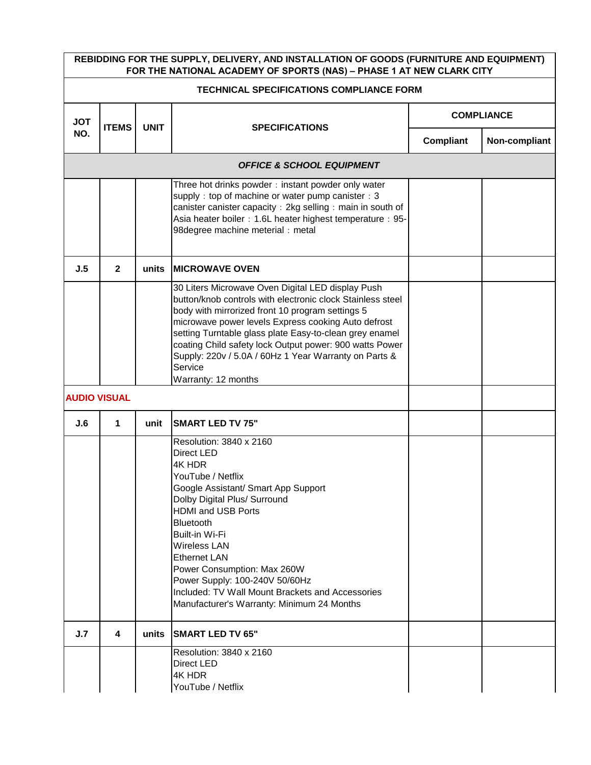| REBIDDING FOR THE SUPPLY, DELIVERY, AND INSTALLATION OF GOODS (FURNITURE AND EQUIPMENT) FOR THE NATIONAL ACADEMY OF SPORTS (NAS) – PHASE 1 AT NEW CLARK CITY | | | | | |
|---|---|---|---|---|---|
| **TECHNICAL SPECIFICATIONS COMPLIANCE FORM** | | | | | |
| **JOT NO.** | **ITEMS** | **UNIT** | **SPECIFICATIONS** | **COMPLIANCE** | |
| | | | | **Compliant** | **Non-compliant** |
| ***OFFICE & SCHOOL EQUIPMENT*** | | | | | |
| | | | Three hot drinks powder：instant powder only water supply：top of machine or water pump canister：3 canister canister capacity：2kg selling：main in south of Asia heater boiler：1.6L heater highest temperature：95-98degree machine meterial：metal | | |
| **J.5** | **2** | **units** | **MICROWAVE OVEN** | | |
| | | | 30 Liters Microwave Oven Digital LED display Push button/knob controls with electronic clock Stainless steel body with mirrorized front 10 program settings 5 microwave power levels Express cooking Auto defrost setting Turntable glass plate Easy-to-clean grey enamel coating Child safety lock Output power: 900 watts Power Supply: 220v / 5.0A / 60Hz 1 Year Warranty on Parts & Service<br>Warranty: 12 months | | |
| **AUDIO VISUAL** | | | | | |
| **J.6** | **1** | **unit** | **SMART LED TV 75"** | | |
| | | | Resolution: 3840 x 2160<br>Direct LED<br>4K HDR<br>YouTube / Netflix<br>Google Assistant/ Smart App Support<br>Dolby Digital Plus/ Surround<br>HDMI and USB Ports<br>Bluetooth<br>Built-in Wi-Fi<br>Wireless LAN<br>Ethernet LAN<br>Power Consumption: Max 260W<br>Power Supply: 100-240V 50/60Hz<br>Included: TV Wall Mount Brackets and Accessories<br>Manufacturer's Warranty: Minimum 24 Months | | |
| **J.7** | **4** | **units** | **SMART LED TV 65"** | | |
| | | | Resolution: 3840 x 2160<br>Direct LED<br>4K HDR<br>YouTube / Netflix | | |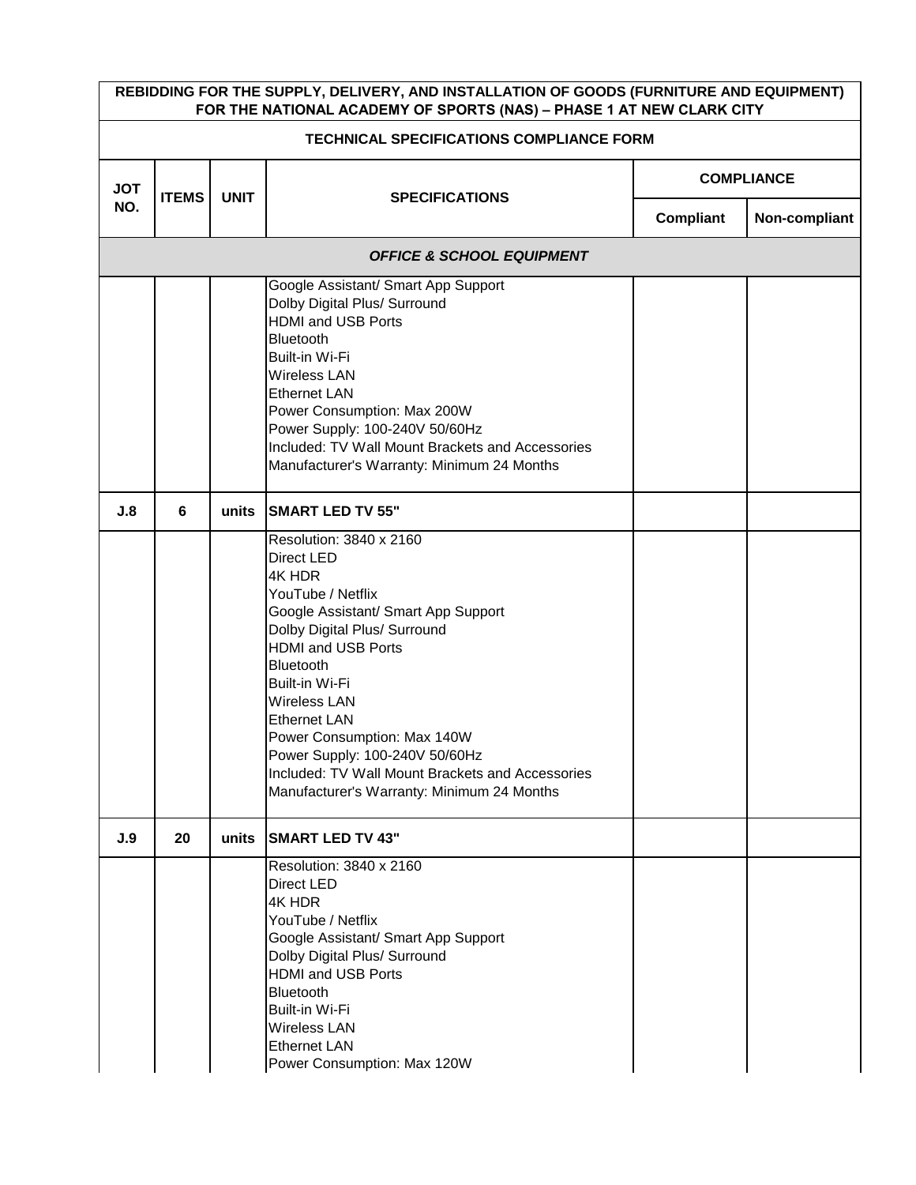| REBIDDING FOR THE SUPPLY, DELIVERY, AND INSTALLATION OF GOODS (FURNITURE AND EQUIPMENT) FOR THE NATIONAL ACADEMY OF SPORTS (NAS) – PHASE 1 AT NEW CLARK CITY | | | | | |
|---|---|---|---|---|---|
| **TECHNICAL SPECIFICATIONS COMPLIANCE FORM** | | | | | |
| **JOT NO.** | **ITEMS** | **UNIT** | **SPECIFICATIONS** | **COMPLIANCE** | |
| | | | | **Compliant** | **Non-compliant** |
| ***OFFICE & SCHOOL EQUIPMENT*** | | | | | |
| | | | Google Assistant/ Smart App Support<br>Dolby Digital Plus/ Surround<br>HDMI and USB Ports<br>Bluetooth<br>Built-in Wi-Fi<br>Wireless LAN<br>Ethernet LAN<br>Power Consumption: Max 200W<br>Power Supply: 100-240V 50/60Hz<br>Included: TV Wall Mount Brackets and Accessories<br>Manufacturer's Warranty: Minimum 24 Months | | |
| **J.8** | **6** | **units** | **SMART LED TV 55"** | | |
| | | | Resolution: 3840 x 2160<br>Direct LED<br>4K HDR<br>YouTube / Netflix<br>Google Assistant/ Smart App Support<br>Dolby Digital Plus/ Surround<br>HDMI and USB Ports<br>Bluetooth<br>Built-in Wi-Fi<br>Wireless LAN<br>Ethernet LAN<br>Power Consumption: Max 140W<br>Power Supply: 100-240V 50/60Hz<br>Included: TV Wall Mount Brackets and Accessories<br>Manufacturer's Warranty: Minimum 24 Months | | |
| **J.9** | **20** | **units** | **SMART LED TV 43"** | | |
| | | | Resolution: 3840 x 2160<br>Direct LED<br>4K HDR<br>YouTube / Netflix<br>Google Assistant/ Smart App Support<br>Dolby Digital Plus/ Surround<br>HDMI and USB Ports<br>Bluetooth<br>Built-in Wi-Fi<br>Wireless LAN<br>Ethernet LAN<br>Power Consumption: Max 120W | | |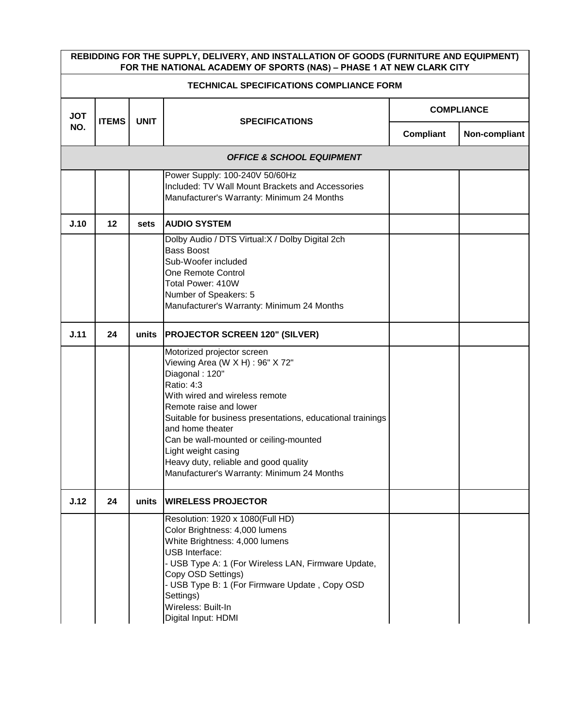| REBIDDING FOR THE SUPPLY, DELIVERY, AND INSTALLATION OF GOODS (FURNITURE AND EQUIPMENT) FOR THE NATIONAL ACADEMY OF SPORTS (NAS) – PHASE 1 AT NEW CLARK CITY | | | | | |
|---|---|---|---|---|---|
| **TECHNICAL SPECIFICATIONS COMPLIANCE FORM** | | | | | |
| **JOT NO.** | **ITEMS** | **UNIT** | **SPECIFICATIONS** | **COMPLIANCE** | |
| | | | | **Compliant** | **Non-compliant** |
| | | | ***OFFICE & SCHOOL EQUIPMENT*** | | |
| | | | Power Supply: 100-240V 50/60Hz<br>Included: TV Wall Mount Brackets and Accessories<br>Manufacturer's Warranty: Minimum 24 Months | | |
| **J.10** | **12** | **sets** | **AUDIO SYSTEM** | | |
| | | | Dolby Audio / DTS Virtual:X / Dolby Digital 2ch<br>Bass Boost<br>Sub-Woofer included<br>One Remote Control<br>Total Power: 410W<br>Number of Speakers: 5<br>Manufacturer's Warranty: Minimum 24 Months | | |
| **J.11** | **24** | **units** | **PROJECTOR SCREEN 120" (SILVER)** | | |
| | | | Motorized projector screen<br>Viewing Area (W X H) : 96" X 72"<br>Diagonal : 120"<br>Ratio: 4:3<br>With wired and wireless remote<br>Remote raise and lower<br>Suitable for business presentations, educational trainings and home theater<br>Can be wall-mounted or ceiling-mounted<br>Light weight casing<br>Heavy duty, reliable and good quality<br>Manufacturer's Warranty: Minimum 24 Months | | |
| **J.12** | **24** | **units** | **WIRELESS PROJECTOR** | | |
| | | | Resolution: 1920 x 1080(Full HD)<br>Color Brightness: 4,000 lumens<br>White Brightness: 4,000 lumens<br>USB Interface:<br>- USB Type A: 1 (For Wireless LAN, Firmware Update, Copy OSD Settings)<br>- USB Type B: 1 (For Firmware Update , Copy OSD Settings)<br>Wireless: Built-In<br>Digital Input: HDMI | | |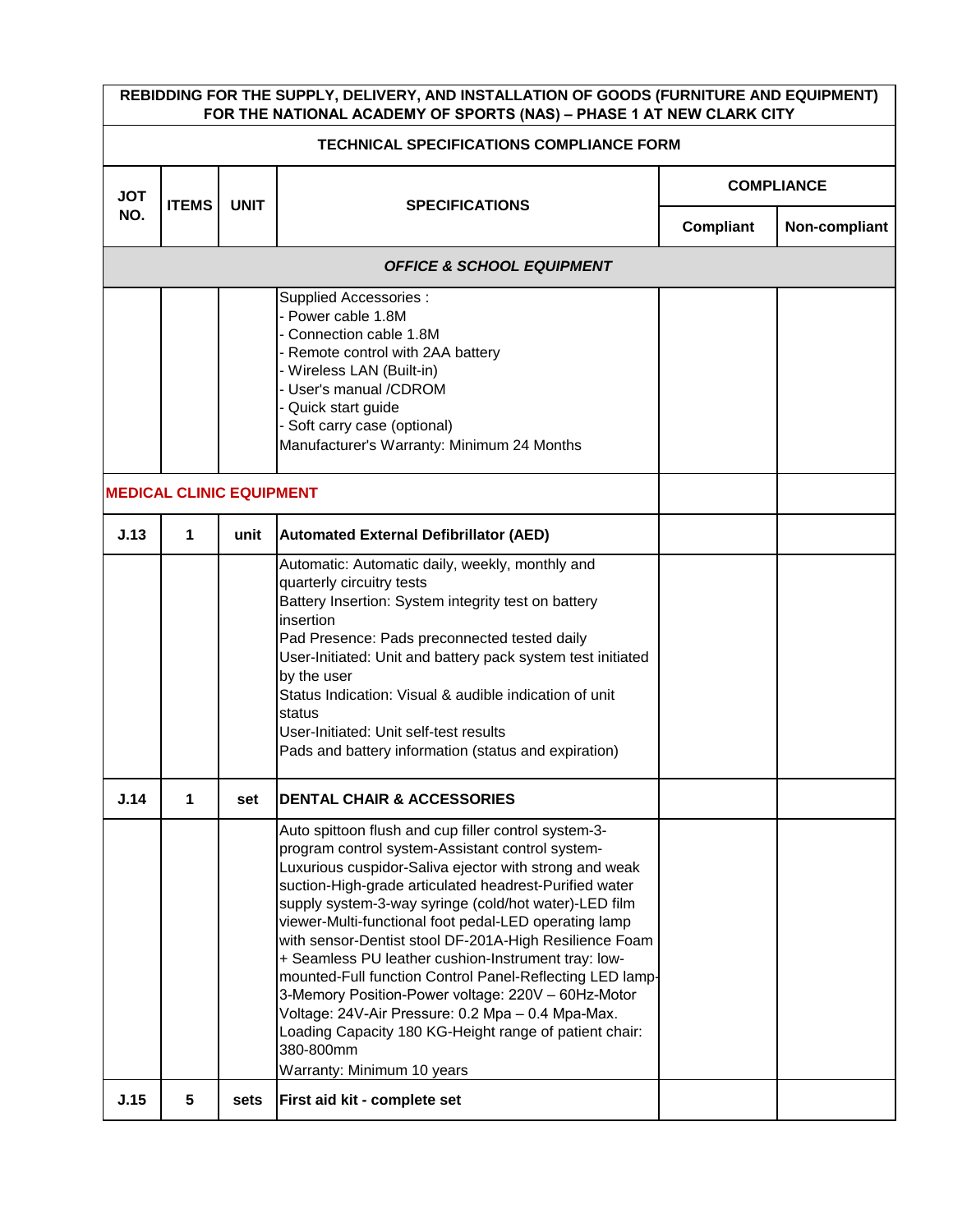| REBIDDING FOR THE SUPPLY, DELIVERY, AND INSTALLATION OF GOODS (FURNITURE AND EQUIPMENT) FOR THE NATIONAL ACADEMY OF SPORTS (NAS) – PHASE 1 AT NEW CLARK CITY | | | | | |
|---|---|---|---|---|---|
| **TECHNICAL SPECIFICATIONS COMPLIANCE FORM** | | | | | |
| **JOT NO.** | **ITEMS** | **UNIT** | **SPECIFICATIONS** | **COMPLIANCE** | |
| | | | | **Compliant** | **Non-compliant** |
| ***OFFICE & SCHOOL EQUIPMENT*** | | | | | |
| | | | Supplied Accessories :<br>- Power cable 1.8M<br>- Connection cable 1.8M<br>- Remote control with 2AA battery<br>- Wireless LAN (Built-in)<br>- User's manual /CDROM<br>- Quick start guide<br>- Soft carry case (optional)<br>Manufacturer's Warranty: Minimum 24 Months | | |
| **MEDICAL CLINIC EQUIPMENT** | | | | | |
| **J.13** | **1** | **unit** | **Automated External Defibrillator (AED)** | | |
| | | | Automatic: Automatic daily, weekly, monthly and quarterly circuitry tests<br>Battery Insertion: System integrity test on battery insertion<br>Pad Presence: Pads preconnected tested daily<br>User-Initiated: Unit and battery pack system test initiated by the user<br>Status Indication: Visual & audible indication of unit status<br>User-Initiated: Unit self-test results<br>Pads and battery information (status and expiration) | | |
| **J.14** | **1** | **set** | **DENTAL CHAIR & ACCESSORIES** | | |
| | | | Auto spittoon flush and cup filler control system-3-program control system-Assistant control system-Luxurious cuspidor-Saliva ejector with strong and weak suction-High-grade articulated headrest-Purified water supply system-3-way syringe (cold/hot water)-LED film viewer-Multi-functional foot pedal-LED operating lamp with sensor-Dentist stool DF-201A-High Resilience Foam + Seamless PU leather cushion-Instrument tray: low-mounted-Full function Control Panel-Reflecting LED lamp-3-Memory Position-Power voltage: 220V – 60Hz-Motor Voltage: 24V-Air Pressure: 0.2 Mpa – 0.4 Mpa-Max. Loading Capacity 180 KG-Height range of patient chair: 380-800mm<br>Warranty: Minimum 10 years | | |
| **J.15** | **5** | **sets** | **First aid kit - complete set** | | |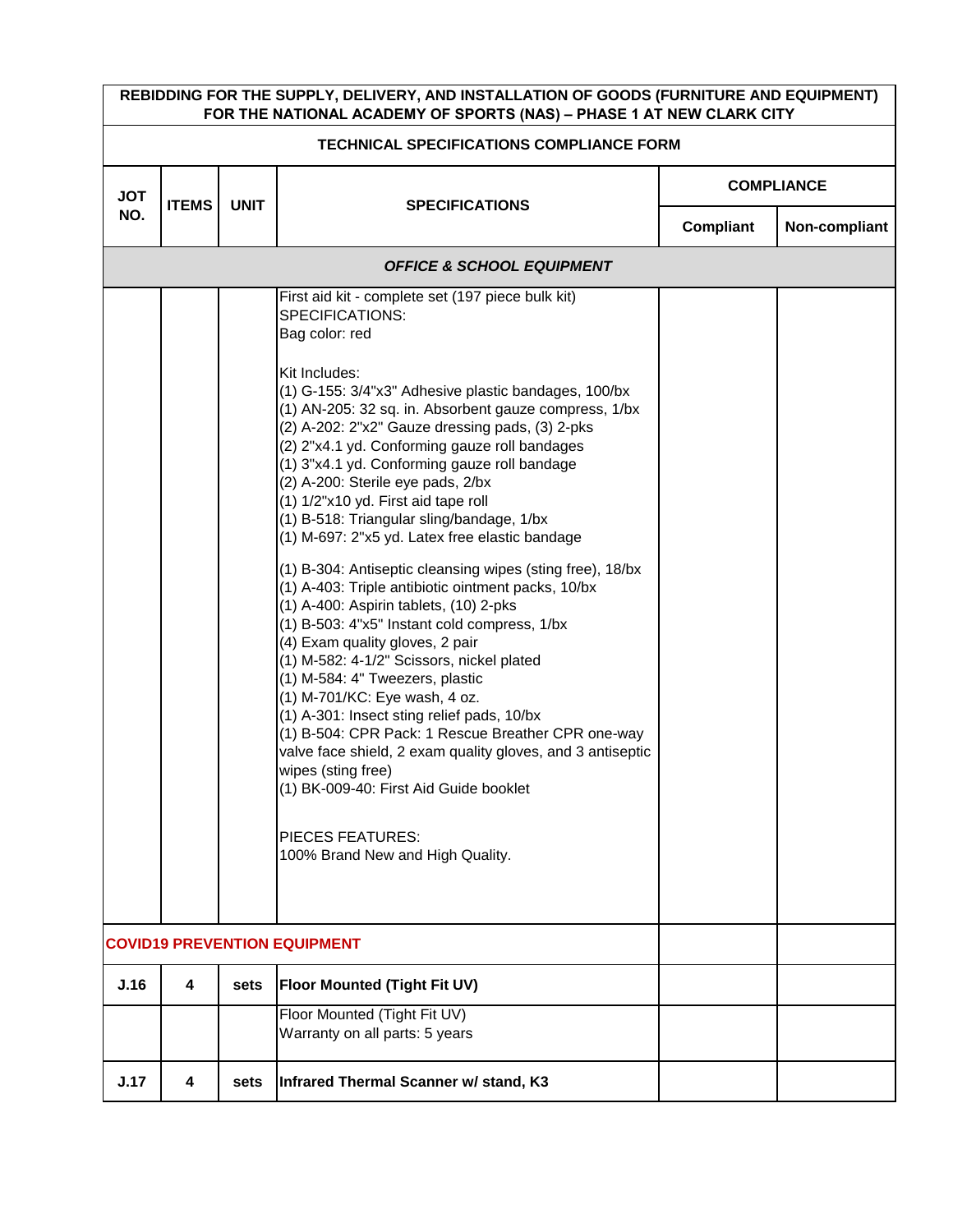**REBIDDING FOR THE SUPPLY, DELIVERY, AND INSTALLATION OF GOODS (FURNITURE AND EQUIPMENT) FOR THE NATIONAL ACADEMY OF SPORTS (NAS) – PHASE 1 AT NEW CLARK CITY**

**TECHNICAL SPECIFICATIONS COMPLIANCE FORM**

| JOT NO. | ITEMS | UNIT | SPECIFICATIONS | COMPLIANCE | |
|---|---|---|---|---|---|
| | | | | Compliant | Non-compliant |
| | | | ***OFFICE & SCHOOL EQUIPMENT*** | | |
| | | | First aid kit - complete set (197 piece bulk kit)<br>SPECIFICATIONS:<br>Bag color: red<br><br>Kit Includes:<br>(1) G-155: 3/4"x3" Adhesive plastic bandages, 100/bx<br>(1) AN-205: 32 sq. in. Absorbent gauze compress, 1/bx<br>(2) A-202: 2"x2" Gauze dressing pads, (3) 2-pks<br>(2) 2"x4.1 yd. Conforming gauze roll bandages<br>(1) 3"x4.1 yd. Conforming gauze roll bandage<br>(2) A-200: Sterile eye pads, 2/bx<br>(1) 1/2"x10 yd. First aid tape roll<br>(1) B-518: Triangular sling/bandage, 1/bx<br>(1) M-697: 2"x5 yd. Latex free elastic bandage<br><br>(1) B-304: Antiseptic cleansing wipes (sting free), 18/bx<br>(1) A-403: Triple antibiotic ointment packs, 10/bx<br>(1) A-400: Aspirin tablets, (10) 2-pks<br>(1) B-503: 4"x5" Instant cold compress, 1/bx<br>(4) Exam quality gloves, 2 pair<br>(1) M-582: 4-1/2" Scissors, nickel plated<br>(1) M-584: 4" Tweezers, plastic<br>(1) M-701/KC: Eye wash, 4 oz.<br>(1) A-301: Insect sting relief pads, 10/bx<br>(1) B-504: CPR Pack: 1 Rescue Breather CPR one-way valve face shield, 2 exam quality gloves, and 3 antiseptic wipes (sting free)<br>(1) BK-009-40: First Aid Guide booklet<br><br>PIECES FEATURES:<br>100% Brand New and High Quality. | | |
| **COVID19 PREVENTION EQUIPMENT** | | | | | |
| **J.16** | **4** | **sets** | **Floor Mounted (Tight Fit UV)** | | |
| | | | Floor Mounted (Tight Fit UV)<br>Warranty on all parts: 5 years | | |
| **J.17** | **4** | **sets** | **Infrared Thermal Scanner w/ stand, K3** | | |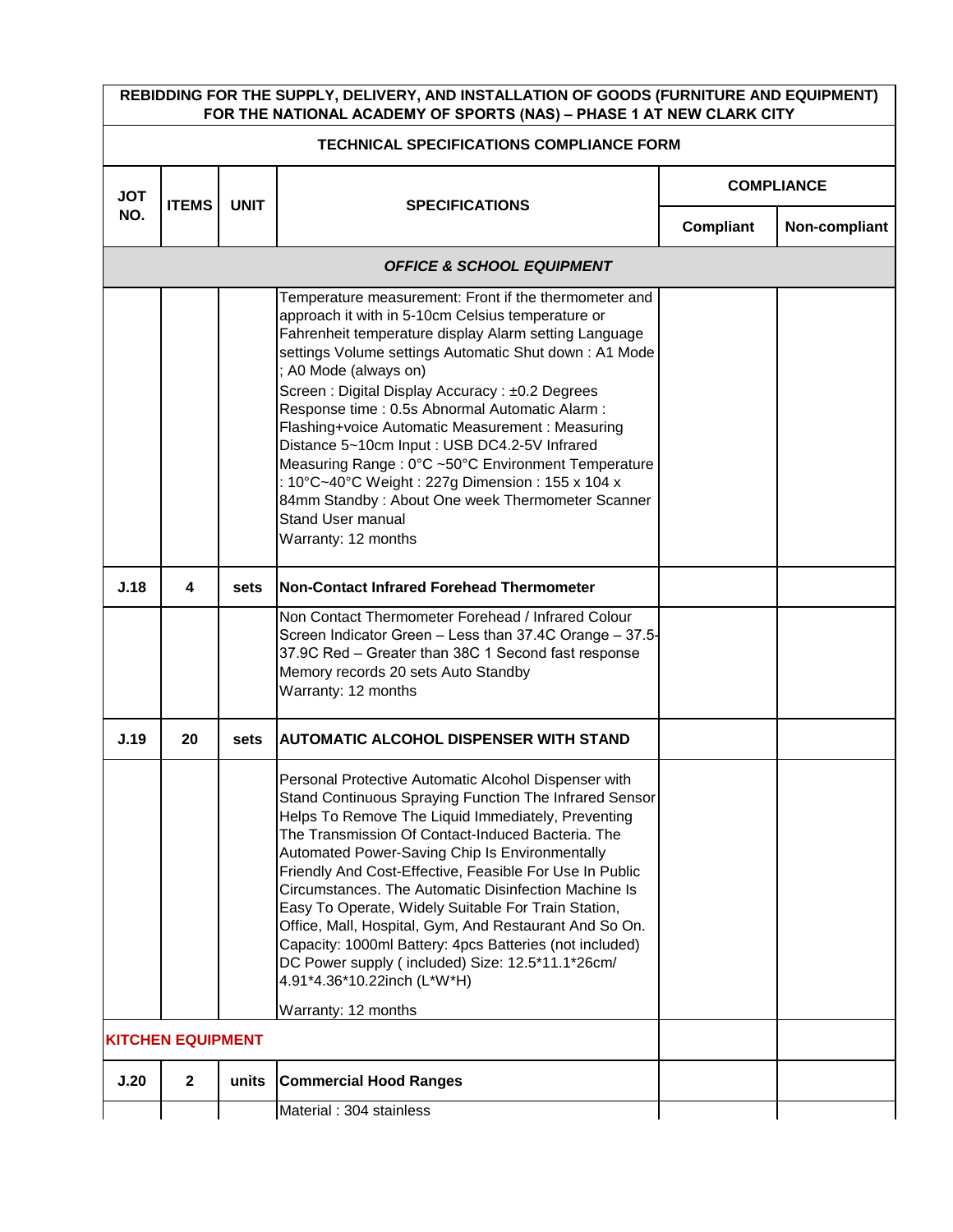**REBIDDING FOR THE SUPPLY, DELIVERY, AND INSTALLATION OF GOODS (FURNITURE AND EQUIPMENT) FOR THE NATIONAL ACADEMY OF SPORTS (NAS) – PHASE 1 AT NEW CLARK CITY**

**TECHNICAL SPECIFICATIONS COMPLIANCE FORM**

| JOT NO. | ITEMS | UNIT | SPECIFICATIONS | COMPLIANCE | |
|---|---|---|---|---|---|
| | | | | Compliant | Non-compliant |
| | | | ***OFFICE & SCHOOL EQUIPMENT*** | | |
| | | | Temperature measurement: Front if the thermometer and approach it with in 5-10cm Celsius temperature or Fahrenheit temperature display Alarm setting Language settings Volume settings Automatic Shut down : A1 Mode ; A0 Mode (always on)<br>Screen : Digital Display Accuracy : ±0.2 Degrees Response time : 0.5s Abnormal Automatic Alarm : Flashing+voice Automatic Measurement : Measuring Distance 5~10cm Input : USB DC4.2-5V Infrared Measuring Range : 0°C ~50°C Environment Temperature : 10°C~40°C Weight : 227g Dimension : 155 x 104 x 84mm Standby : About One week Thermometer Scanner Stand User manual<br>Warranty: 12 months | | |
| **J.18** | **4** | **sets** | **Non-Contact Infrared Forehead Thermometer** | | |
| | | | Non Contact Thermometer Forehead / Infrared Colour Screen Indicator Green – Less than 37.4C Orange – 37.5-37.9C Red – Greater than 38C 1 Second fast response Memory records 20 sets Auto Standby<br>Warranty: 12 months | | |
| **J.19** | **20** | **sets** | **AUTOMATIC ALCOHOL DISPENSER WITH STAND** | | |
| | | | Personal Protective Automatic Alcohol Dispenser with Stand Continuous Spraying Function The Infrared Sensor Helps To Remove The Liquid Immediately, Preventing The Transmission Of Contact-Induced Bacteria. The Automated Power-Saving Chip Is Environmentally Friendly And Cost-Effective, Feasible For Use In Public Circumstances. The Automatic Disinfection Machine Is Easy To Operate, Widely Suitable For Train Station, Office, Mall, Hospital, Gym, And Restaurant And So On. Capacity: 1000ml Battery: 4pcs Batteries (not included) DC Power supply ( included) Size: 12.5\*11.1\*26cm/ 4.91\*4.36\*10.22inch (L\*W\*H)<br>Warranty: 12 months | | |
| **KITCHEN EQUIPMENT** | | | | | |
| **J.20** | **2** | **units** | **Commercial Hood Ranges** | | |
| | | | Material : 304 stainless | | |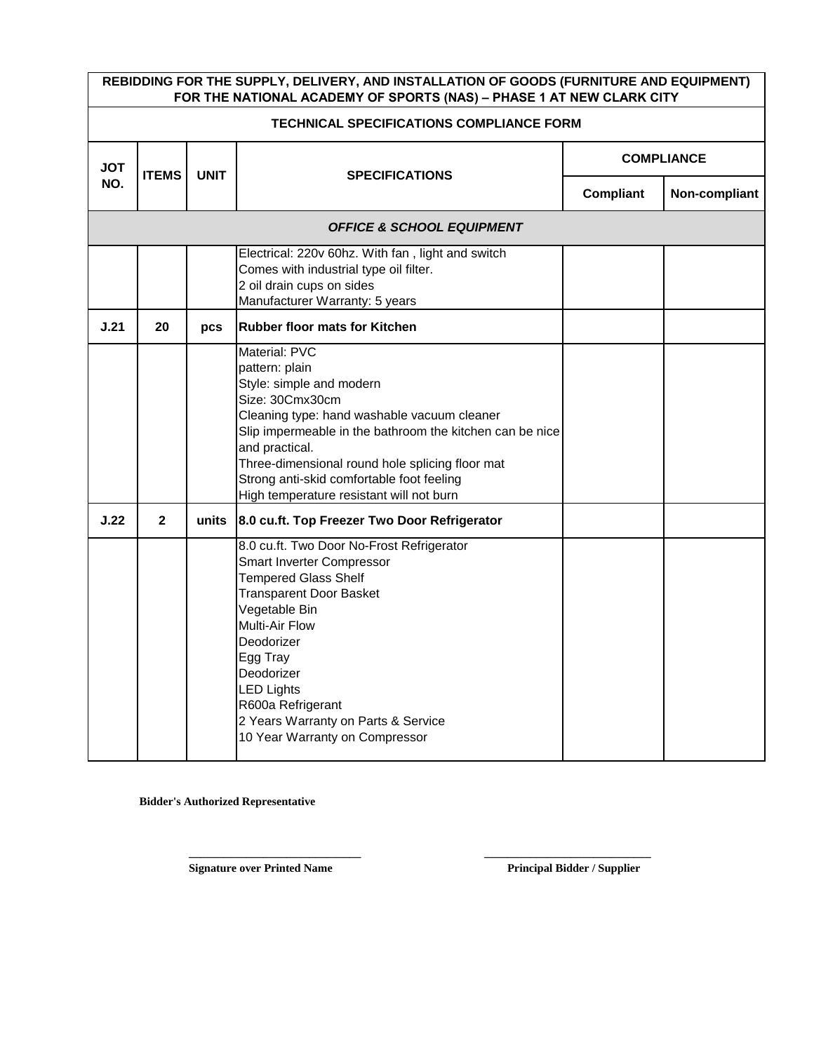| REBIDDING FOR THE SUPPLY, DELIVERY, AND INSTALLATION OF GOODS (FURNITURE AND EQUIPMENT) FOR THE NATIONAL ACADEMY OF SPORTS (NAS) – PHASE 1 AT NEW CLARK CITY | | | | | |
|---|---|---|---|---|---|
| TECHNICAL SPECIFICATIONS COMPLIANCE FORM | | | | | |
| JOT NO. | ITEMS | UNIT | SPECIFICATIONS | COMPLIANCE | |
| | | | | Compliant | Non-compliant |
| | | | ***OFFICE & SCHOOL EQUIPMENT*** | | |
| | | | Electrical: 220v 60hz. With fan , light and switch<br>Comes with industrial type oil filter.<br>2 oil drain cups on sides<br>Manufacturer Warranty: 5 years | | |
| **J.21** | **20** | **pcs** | **Rubber floor mats for Kitchen** | | |
| | | | Material: PVC<br>pattern: plain<br>Style: simple and modern<br>Size: 30Cmx30cm<br>Cleaning type: hand washable vacuum cleaner<br>Slip impermeable in the bathroom the kitchen can be nice and practical.<br>Three-dimensional round hole splicing floor mat<br>Strong anti-skid comfortable foot feeling<br>High temperature resistant will not burn | | |
| **J.22** | **2** | **units** | **8.0 cu.ft. Top Freezer Two Door Refrigerator** | | |
| | | | 8.0 cu.ft. Two Door No-Frost Refrigerator<br>Smart Inverter Compressor<br>Tempered Glass Shelf<br>Transparent Door Basket<br>Vegetable Bin<br>Multi-Air Flow<br>Deodorizer<br>Egg Tray<br>Deodorizer<br>LED Lights<br>R600a Refrigerant<br>2 Years Warranty on Parts & Service<br>10 Year Warranty on Compressor | | |

**Bidder's Authorized Representative**

______________________________ ______________________________

**Signature over Printed Name** **Principal Bidder / Supplier**